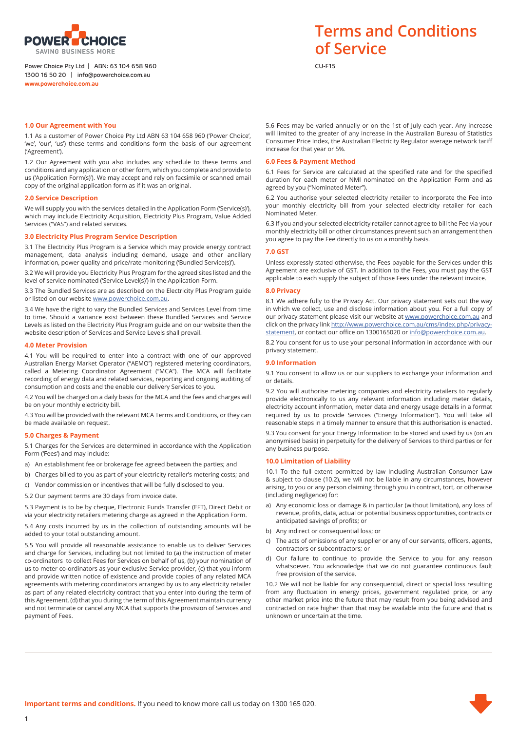Power Choice Pty Ltd | ABN: 63 104 658 960
1300 16 50 20 | info@powerchoice.com.au
www.powerchoice.com.au

# Terms and Conditions of Service

CU-F15

## 1.0 Our Agreement with You

1.1 As a customer of Power Choice Pty Ltd ABN 63 104 658 960 ('Power Choice', 'we', 'our', 'us') these terms and conditions form the basis of our agreement ('Agreement').

1.2 Our Agreement with you also includes any schedule to these terms and conditions and any application or other form, which you complete and provide to us ('Application Form(s)'). We may accept and rely on facsimile or scanned email copy of the original application form as if it was an original.

## 2.0 Service Description

We will supply you with the services detailed in the Application Form ('Service(s)'), which may include Electricity Acquisition, Electricity Plus Program, Value Added Services ("VAS") and related services.

## 3.0 Electricity Plus Program Service Description

3.1 The Electricity Plus Program is a Service which may provide energy contract management, data analysis including demand, usage and other ancillary information, power quality and price/rate monitoring ('Bundled Service(s)').

3.2 We will provide you Electricity Plus Program for the agreed sites listed and the level of service nominated ('Service Level(s)') in the Application Form.

3.3 The Bundled Services are as described on the Electricity Plus Program guide or listed on our website www.powerchoice.com.au.

3.4 We have the right to vary the Bundled Services and Services Level from time to time. Should a variance exist between these Bundled Services and Service Levels as listed on the Electricity Plus Program guide and on our website then the website description of Services and Service Levels shall prevail.

## 4.0 Meter Provision

4.1 You will be required to enter into a contract with one of our approved Australian Energy Market Operator ("AEMO") registered metering coordinators, called a Metering Coordinator Agreement ("MCA"). The MCA will facilitate recording of energy data and related services, reporting and ongoing auditing of consumption and costs and the enable our delivery Services to you.

4.2 You will be charged on a daily basis for the MCA and the fees and charges will be on your monthly electricity bill.

4.3 You will be provided with the relevant MCA Terms and Conditions, or they can be made available on request.

## 5.0 Charges & Payment

5.1 Charges for the Services are determined in accordance with the Application Form ('Fees') and may include:

a) An establishment fee or brokerage fee agreed between the parties; and
b) Charges billed to you as part of your electricity retailer's metering costs; and
c) Vendor commission or incentives that will be fully disclosed to you.

5.2 Our payment terms are 30 days from invoice date.

5.3 Payment is to be by cheque, Electronic Funds Transfer (EFT), Direct Debit or via your electricity retailers metering charge as agreed in the Application Form.

5.4 Any costs incurred by us in the collection of outstanding amounts will be added to your total outstanding amount.

5.5 You will provide all reasonable assistance to enable us to deliver Services and charge for Services, including but not limited to (a) the instruction of meter co-ordinators to collect Fees for Services on behalf of us, (b) your nomination of us to meter co-ordinators as your exclusive Service provider, (c) that you inform and provide written notice of existence and provide copies of any related MCA agreements with metering coordinators arranged by us to any electricity retailer as part of any related electricity contract that you enter into during the term of this Agreement, (d) that you during the term of this Agreement maintain currency and not terminate or cancel any MCA that supports the provision of Services and payment of Fees.

5.6 Fees may be varied annually or on the 1st of July each year. Any increase will limited to the greater of any increase in the Australian Bureau of Statistics Consumer Price Index, the Australian Electricity Regulator average network tariff increase for that year or 5%.

## 6.0 Fees & Payment Method

6.1 Fees for Service are calculated at the specified rate and for the specified duration for each meter or NMI nominated on the Application Form and as agreed by you ("Nominated Meter").

6.2 You authorise your selected electricity retailer to incorporate the Fee into your monthly electricity bill from your selected electricity retailer for each Nominated Meter.

6.3 If you and your selected electricity retailer cannot agree to bill the Fee via your monthly electricity bill or other circumstances prevent such an arrangement then you agree to pay the Fee directly to us on a monthly basis.

## 7.0 GST

Unless expressly stated otherwise, the Fees payable for the Services under this Agreement are exclusive of GST. In addition to the Fees, you must pay the GST applicable to each supply the subject of those Fees under the relevant invoice.

## 8.0 Privacy

8.1 We adhere fully to the Privacy Act. Our privacy statement sets out the way in which we collect, use and disclose information about you. For a full copy of our privacy statement please visit our website at www.powerchoice.com.au and click on the privacy link http://www.powerchoice.com.au/cms/index.php/privacy-statement, or contact our office on 1300165020 or info@powerchoice.com.au.

8.2 You consent for us to use your personal information in accordance with our privacy statement.

## 9.0 Information

9.1 You consent to allow us or our suppliers to exchange your information and or details.

9.2 You will authorise metering companies and electricity retailers to regularly provide electronically to us any relevant information including meter details, electricity account information, meter data and energy usage details in a format required by us to provide Services ("Energy Information"). You will take all reasonable steps in a timely manner to ensure that this authorisation is enacted.

9.3 You consent for your Energy Information to be stored and used by us (on an anonymised basis) in perpetuity for the delivery of Services to third parties or for any business purpose.

## 10.0 Limitation of Liability

10.1 To the full extent permitted by law Including Australian Consumer Law & subject to clause (10.2), we will not be liable in any circumstances, however arising, to you or any person claiming through you in contract, tort, or otherwise (including negligence) for:

a) Any economic loss or damage & in particular (without limitation), any loss of revenue, profits, data, actual or potential business opportunities, contracts or anticipated savings of profits; or
b) Any indirect or consequential loss; or
c) The acts of omissions of any supplier or any of our servants, officers, agents, contractors or subcontractors; or
d) Our failure to continue to provide the Service to you for any reason whatsoever. You acknowledge that we do not guarantee continuous fault free provision of the service.

10.2 We will not be liable for any consequential, direct or special loss resulting from any fluctuation in energy prices, government regulated price, or any other market price into the future that may result from you being advised and contracted on rate higher than that may be available into the future and that is unknown or uncertain at the time.

**Important terms and conditions.** If you need to know more call us today on 1300 165 020.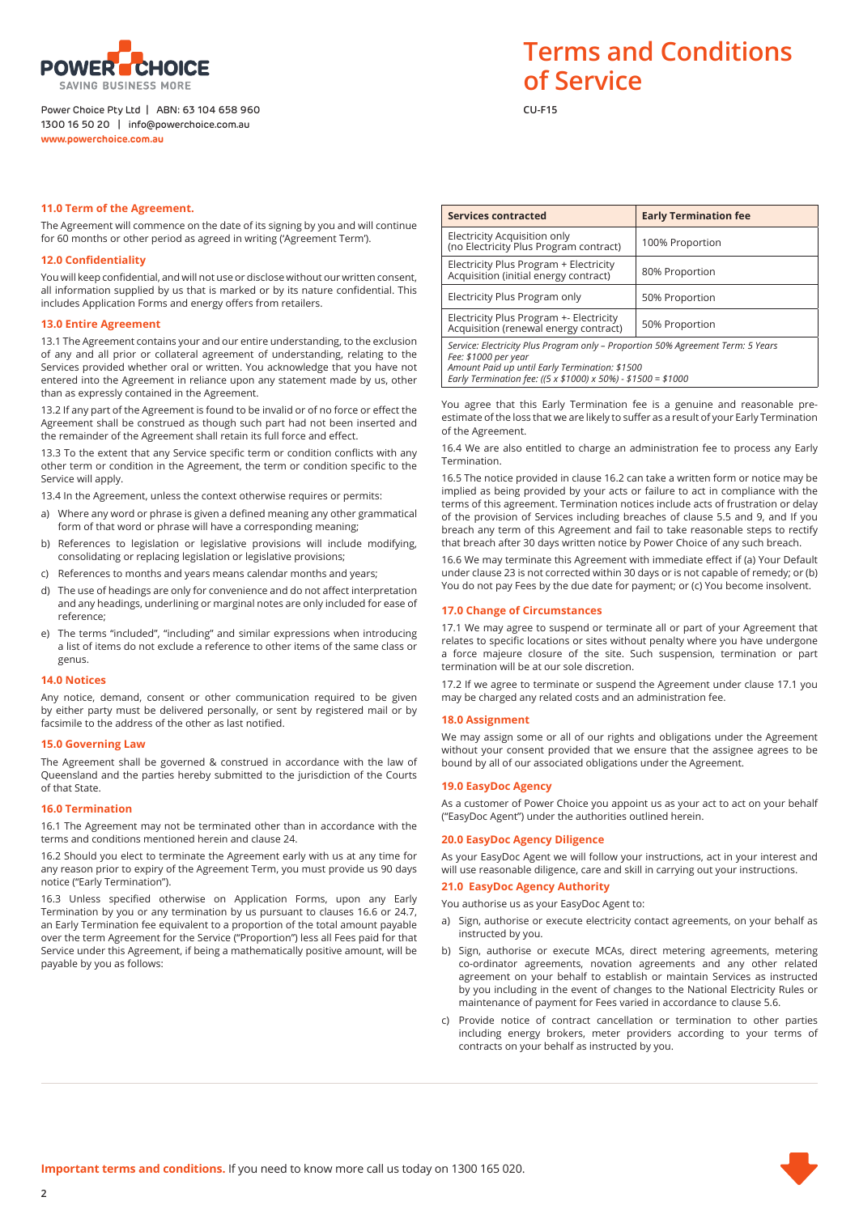# Terms and Conditions of Service

CU-F15

Power Choice Pty Ltd | ABN: 63 104 658 960
1300 16 50 20 | info@powerchoice.com.au
www.powerchoice.com.au

### 11.0 Term of the Agreement.

The Agreement will commence on the date of its signing by you and will continue for 60 months or other period as agreed in writing ('Agreement Term').

### 12.0 Confidentiality

You will keep confidential, and will not use or disclose without our written consent, all information supplied by us that is marked or by its nature confidential. This includes Application Forms and energy offers from retailers.

### 13.0 Entire Agreement

13.1 The Agreement contains your and our entire understanding, to the exclusion of any and all prior or collateral agreement of understanding, relating to the Services provided whether oral or written. You acknowledge that you have not entered into the Agreement in reliance upon any statement made by us, other than as expressly contained in the Agreement.

13.2 If any part of the Agreement is found to be invalid or of no force or effect the Agreement shall be construed as though such part had not been inserted and the remainder of the Agreement shall retain its full force and effect.

13.3 To the extent that any Service specific term or condition conflicts with any other term or condition in the Agreement, the term or condition specific to the Service will apply.

13.4 In the Agreement, unless the context otherwise requires or permits:

a) Where any word or phrase is given a defined meaning any other grammatical form of that word or phrase will have a corresponding meaning;
b) References to legislation or legislative provisions will include modifying, consolidating or replacing legislation or legislative provisions;
c) References to months and years means calendar months and years;
d) The use of headings are only for convenience and do not affect interpretation and any headings, underlining or marginal notes are only included for ease of reference;
e) The terms "included", "including" and similar expressions when introducing a list of items do not exclude a reference to other items of the same class or genus.

### 14.0 Notices

Any notice, demand, consent or other communication required to be given by either party must be delivered personally, or sent by registered mail or by facsimile to the address of the other as last notified.

### 15.0 Governing Law

The Agreement shall be governed & construed in accordance with the law of Queensland and the parties hereby submitted to the jurisdiction of the Courts of that State.

### 16.0 Termination

16.1 The Agreement may not be terminated other than in accordance with the terms and conditions mentioned herein and clause 24.

16.2 Should you elect to terminate the Agreement early with us at any time for any reason prior to expiry of the Agreement Term, you must provide us 90 days notice ("Early Termination").

16.3 Unless specified otherwise on Application Forms, upon any Early Termination by you or any termination by us pursuant to clauses 16.6 or 24.7, an Early Termination fee equivalent to a proportion of the total amount payable over the term Agreement for the Service ("Proportion") less all Fees paid for that Service under this Agreement, if being a mathematically positive amount, will be payable by you as follows:

| Services contracted | Early Termination fee |
|---|---|
| Electricity Acquisition only (no Electricity Plus Program contract) | 100% Proportion |
| Electricity Plus Program + Electricity Acquisition (initial energy contract) | 80% Proportion |
| Electricity Plus Program only | 50% Proportion |
| Electricity Plus Program +- Electricity Acquisition (renewal energy contract) | 50% Proportion |

*Service: Electricity Plus Program only – Proportion 50% Agreement Term: 5 Years*
*Fee: $1000 per year*
*Amount Paid up until Early Termination: $1500*
*Early Termination fee: ((5 x $1000) x 50%) - $1500 = $1000*

You agree that this Early Termination fee is a genuine and reasonable pre-estimate of the loss that we are likely to suffer as a result of your Early Termination of the Agreement.

16.4 We are also entitled to charge an administration fee to process any Early Termination.

16.5 The notice provided in clause 16.2 can take a written form or notice may be implied as being provided by your acts or failure to act in compliance with the terms of this agreement. Termination notices include acts of frustration or delay of the provision of Services including breaches of clause 5.5 and 9, and If you breach any term of this Agreement and fail to take reasonable steps to rectify that breach after 30 days written notice by Power Choice of any such breach.

16.6 We may terminate this Agreement with immediate effect if (a) Your Default under clause 23 is not corrected within 30 days or is not capable of remedy; or (b) You do not pay Fees by the due date for payment; or (c) You become insolvent.

### 17.0 Change of Circumstances

17.1 We may agree to suspend or terminate all or part of your Agreement that relates to specific locations or sites without penalty where you have undergone a force majeure closure of the site. Such suspension, termination or part termination will be at our sole discretion.

17.2 If we agree to terminate or suspend the Agreement under clause 17.1 you may be charged any related costs and an administration fee.

### 18.0 Assignment

We may assign some or all of our rights and obligations under the Agreement without your consent provided that we ensure that the assignee agrees to be bound by all of our associated obligations under the Agreement.

### 19.0 EasyDoc Agency

As a customer of Power Choice you appoint us as your act to act on your behalf ("EasyDoc Agent") under the authorities outlined herein.

### 20.0 EasyDoc Agency Diligence

As your EasyDoc Agent we will follow your instructions, act in your interest and will use reasonable diligence, care and skill in carrying out your instructions.

### 21.0 EasyDoc Agency Authority

You authorise us as your EasyDoc Agent to:

a) Sign, authorise or execute electricity contact agreements, on your behalf as instructed by you.
b) Sign, authorise or execute MCAs, direct metering agreements, metering co-ordinator agreements, novation agreements and any other related agreement on your behalf to establish or maintain Services as instructed by you including in the event of changes to the National Electricity Rules or maintenance of payment for Fees varied in accordance to clause 5.6.
c) Provide notice of contract cancellation or termination to other parties including energy brokers, meter providers according to your terms of contracts on your behalf as instructed by you.

**Important terms and conditions.** If you need to know more call us today on 1300 165 020.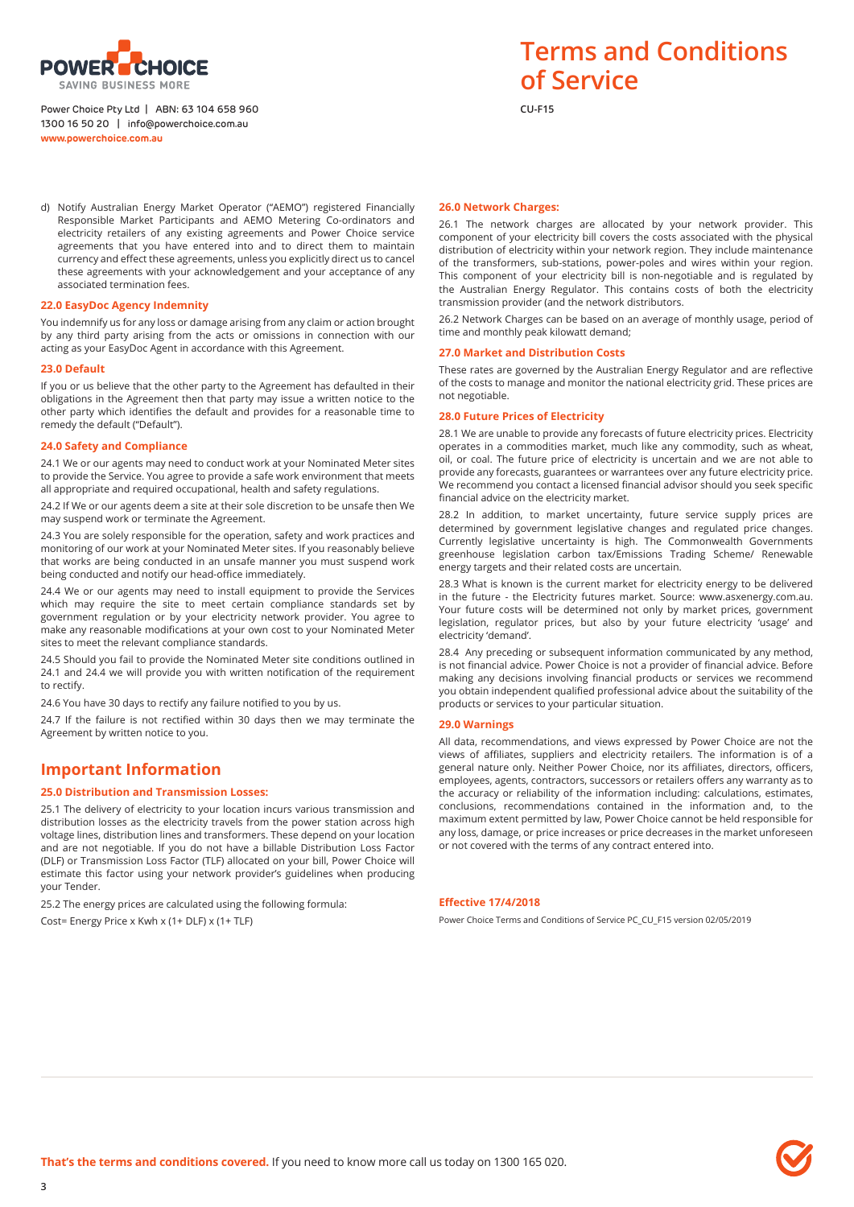d) Notify Australian Energy Market Operator ("AEMO") registered Financially Responsible Market Participants and AEMO Metering Co-ordinators and electricity retailers of any existing agreements and Power Choice service agreements that you have entered into and to direct them to maintain currency and effect these agreements, unless you explicitly direct us to cancel these agreements with your acknowledgement and your acceptance of any associated termination fees.

### 22.0 EasyDoc Agency Indemnity

You indemnify us for any loss or damage arising from any claim or action brought by any third party arising from the acts or omissions in connection with our acting as your EasyDoc Agent in accordance with this Agreement.

### 23.0 Default

If you or us believe that the other party to the Agreement has defaulted in their obligations in the Agreement then that party may issue a written notice to the other party which identifies the default and provides for a reasonable time to remedy the default ("Default").

### 24.0 Safety and Compliance

24.1 We or our agents may need to conduct work at your Nominated Meter sites to provide the Service. You agree to provide a safe work environment that meets all appropriate and required occupational, health and safety regulations.

24.2 If We or our agents deem a site at their sole discretion to be unsafe then We may suspend work or terminate the Agreement.

24.3 You are solely responsible for the operation, safety and work practices and monitoring of our work at your Nominated Meter sites. If you reasonably believe that works are being conducted in an unsafe manner you must suspend work being conducted and notify our head-office immediately.

24.4 We or our agents may need to install equipment to provide the Services which may require the site to meet certain compliance standards set by government regulation or by your electricity network provider. You agree to make any reasonable modifications at your own cost to your Nominated Meter sites to meet the relevant compliance standards.

24.5 Should you fail to provide the Nominated Meter site conditions outlined in 24.1 and 24.4 we will provide you with written notification of the requirement to rectify.

24.6 You have 30 days to rectify any failure notified to you by us.

24.7 If the failure is not rectified within 30 days then we may terminate the Agreement by written notice to you.

## Important Information

### 25.0 Distribution and Transmission Losses:

25.1 The delivery of electricity to your location incurs various transmission and distribution losses as the electricity travels from the power station across high voltage lines, distribution lines and transformers. These depend on your location and are not negotiable. If you do not have a billable Distribution Loss Factor (DLF) or Transmission Loss Factor (TLF) allocated on your bill, Power Choice will estimate this factor using your network provider's guidelines when producing your Tender.

25.2 The energy prices are calculated using the following formula:

Cost= Energy Price x Kwh x (1+ DLF) x (1+ TLF)

### 26.0 Network Charges:

26.1 The network charges are allocated by your network provider. This component of your electricity bill covers the costs associated with the physical distribution of electricity within your network region. They include maintenance of the transformers, sub-stations, power-poles and wires within your region. This component of your electricity bill is non-negotiable and is regulated by the Australian Energy Regulator. This contains costs of both the electricity transmission provider (and the network distributors.

26.2 Network Charges can be based on an average of monthly usage, period of time and monthly peak kilowatt demand;

### 27.0 Market and Distribution Costs

These rates are governed by the Australian Energy Regulator and are reflective of the costs to manage and monitor the national electricity grid. These prices are not negotiable.

### 28.0 Future Prices of Electricity

28.1 We are unable to provide any forecasts of future electricity prices. Electricity operates in a commodities market, much like any commodity, such as wheat, oil, or coal. The future price of electricity is uncertain and we are not able to provide any forecasts, guarantees or warranties over any future electricity price. We recommend you contact a licensed financial advisor should you seek specific financial advice on the electricity market.

28.2 In addition, to market uncertainty, future service supply prices are determined by government legislative changes and regulated price changes. Currently legislative uncertainty is high. The Commonwealth Governments greenhouse legislation carbon tax/Emissions Trading Scheme/ Renewable energy targets and their related costs are uncertain.

28.3 What is known is the current market for electricity energy to be delivered in the future - the Electricity futures market. Source: www.asxenergy.com.au. Your future costs will be determined not only by market prices, government legislation, regulator prices, but also by your future electricity 'usage' and electricity 'demand'.

28.4 Any preceding or subsequent information communicated by any method, is not financial advice. Power Choice is not a provider of financial advice. Before making any decisions involving financial products or services we recommend you obtain independent qualified professional advice about the suitability of the products or services to your particular situation.

### 29.0 Warnings

All data, recommendations, and views expressed by Power Choice are not the views of affiliates, suppliers and electricity retailers. The information is of a general nature only. Neither Power Choice, nor its affiliates, directors, officers, employees, agents, contractors, successors or retailers offers any warranty as to the accuracy or reliability of the information including: calculations, estimates, conclusions, recommendations contained in the information and, to the maximum extent permitted by law, Power Choice cannot be held responsible for any loss, damage, or price increases or price decreases in the market unforeseen or not covered with the terms of any contract entered into.

**Effective 17/4/2018**

Power Choice Terms and Conditions of Service PC_CU_F15 version 02/05/2019

**That's the terms and conditions covered.** If you need to know more call us today on 1300 165 020.